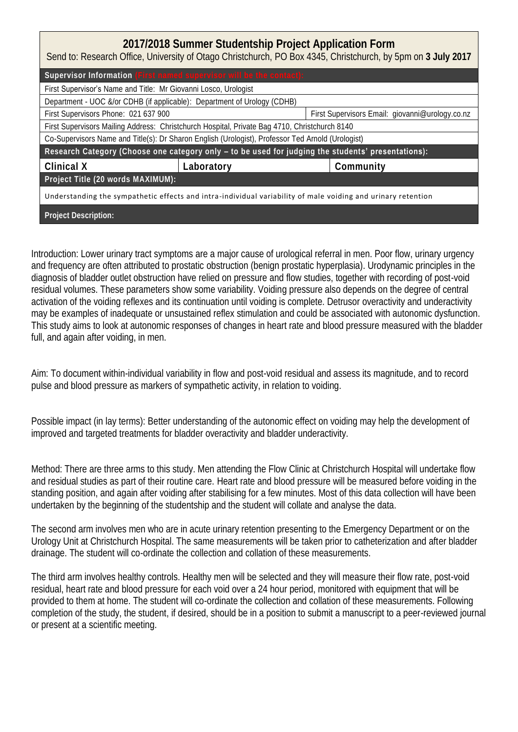# 2017/2018 Summer Studentship Project Application Form

Send to: Research Office, University of Otago Christchurch, PO Box 4345, Christchurch, by 5pm on **3 July 2017**

| **Supervisor Information** (First named supervisor will be the contact): | | |
|---|---|---|
| First Supervisor's Name and Title: Mr Giovanni Losco, Urologist | | |
| Department - UOC &/or CDHB (if applicable): Department of Urology (CDHB) | | |
| First Supervisors Phone: 021 637 900 | | First Supervisors Email: giovanni@urology.co.nz |
| First Supervisors Mailing Address: Christchurch Hospital, Private Bag 4710, Christchurch 8140 | | |
| Co-Supervisors Name and Title(s): Dr Sharon English (Urologist), Professor Ted Arnold (Urologist) | | |
| **Research Category (Choose one category only – to be used for judging the students' presentations):** | | |
| **Clinical X** | **Laboratory** | **Community** |
| **Project Title (20 words MAXIMUM):** | | |
| Understanding the sympathetic effects and intra-individual variability of male voiding and urinary retention | | |
| **Project Description:** | | |

Introduction: Lower urinary tract symptoms are a major cause of urological referral in men. Poor flow, urinary urgency and frequency are often attributed to prostatic obstruction (benign prostatic hyperplasia). Urodynamic principles in the diagnosis of bladder outlet obstruction have relied on pressure and flow studies, together with recording of post-void residual volumes. These parameters show some variability. Voiding pressure also depends on the degree of central activation of the voiding reflexes and its continuation until voiding is complete. Detrusor overactivity and underactivity may be examples of inadequate or unsustained reflex stimulation and could be associated with autonomic dysfunction. This study aims to look at autonomic responses of changes in heart rate and blood pressure measured with the bladder full, and again after voiding, in men.

Aim: To document within-individual variability in flow and post-void residual and assess its magnitude, and to record pulse and blood pressure as markers of sympathetic activity, in relation to voiding.

Possible impact (in lay terms): Better understanding of the autonomic effect on voiding may help the development of improved and targeted treatments for bladder overactivity and bladder underactivity.

Method: There are three arms to this study. Men attending the Flow Clinic at Christchurch Hospital will undertake flow and residual studies as part of their routine care. Heart rate and blood pressure will be measured before voiding in the standing position, and again after voiding after stabilising for a few minutes. Most of this data collection will have been undertaken by the beginning of the studentship and the student will collate and analyse the data.

The second arm involves men who are in acute urinary retention presenting to the Emergency Department or on the Urology Unit at Christchurch Hospital. The same measurements will be taken prior to catheterization and after bladder drainage. The student will co-ordinate the collection and collation of these measurements.

The third arm involves healthy controls. Healthy men will be selected and they will measure their flow rate, post-void residual, heart rate and blood pressure for each void over a 24 hour period, monitored with equipment that will be provided to them at home. The student will co-ordinate the collection and collation of these measurements. Following completion of the study, the student, if desired, should be in a position to submit a manuscript to a peer-reviewed journal or present at a scientific meeting.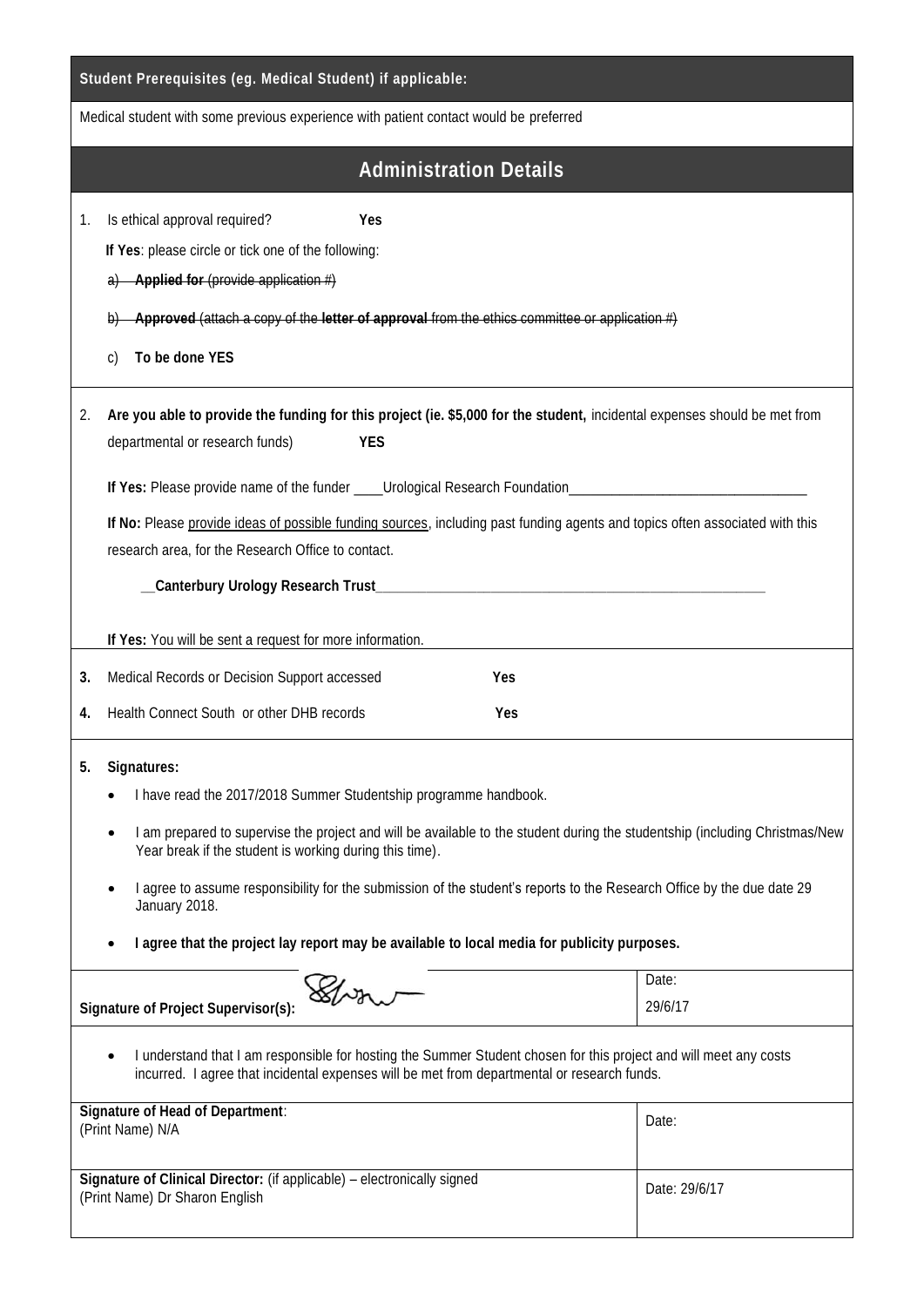**Student Prerequisites (eg. Medical Student) if applicable:**

Medical student with some previous experience with patient contact would be preferred

## Administration Details

1. Is ethical approval required? **Yes**

   **If Yes**: please circle or tick one of the following:

   a) ~~**Applied for** (provide application #)~~

   b) ~~**Approved** (attach a copy of the **letter of approval** from the ethics committee or application #)~~

   c) **To be done YES**

2. **Are you able to provide the funding for this project (ie. $5,000 for the student,** incidental expenses should be met from departmental or research funds) **YES**

   **If Yes:** Please provide name of the funder ____Urological Research Foundation___________________________________

   **If No:** Please provide ideas of possible funding sources, including past funding agents and topics often associated with this research area, for the Research Office to contact.

   **__Canterbury Urology Research Trust_______________________________________________________**

   **If Yes:** You will be sent a request for more information.

3. Medical Records or Decision Support accessed **Yes**

4. Health Connect South or other DHB records **Yes**

5. **Signatures:**

   - I have read the 2017/2018 Summer Studentship programme handbook.
   - I am prepared to supervise the project and will be available to the student during the studentship (including Christmas/New Year break if the student is working during this time).
   - I agree to assume responsibility for the submission of the student's reports to the Research Office by the due date 29 January 2018.
   - **I agree that the project lay report may be available to local media for publicity purposes.**

| | |
|---|---|
| **Signature of Project Supervisor(s):** | Date: 29/6/17 |

- I understand that I am responsible for hosting the Summer Student chosen for this project and will meet any costs incurred. I agree that incidental expenses will be met from departmental or research funds.

| | |
|---|---|
| **Signature of Head of Department**: (Print Name) N/A | Date: |
| **Signature of Clinical Director:** (if applicable) – electronically signed (Print Name) Dr Sharon English | Date: 29/6/17 |